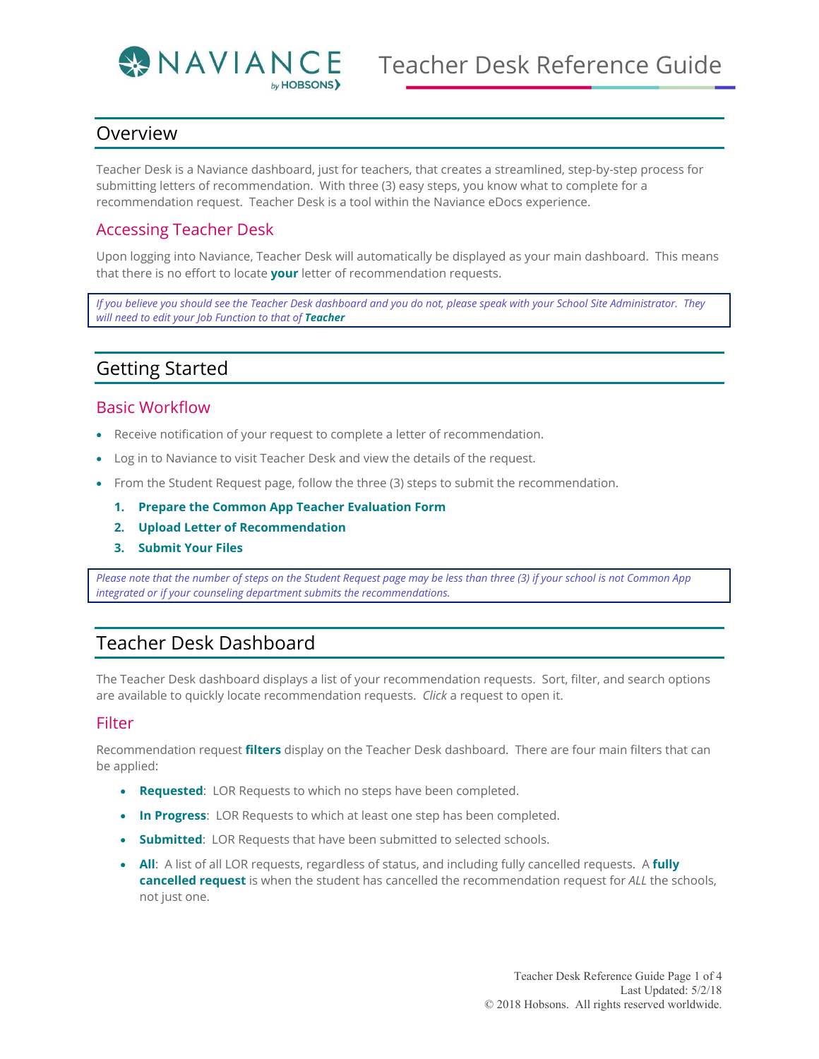# Teacher Desk Reference Guide

## Overview

Teacher Desk is a Naviance dashboard, just for teachers, that creates a streamlined, step-by-step process for submitting letters of recommendation. With three (3) easy steps, you know what to complete for a recommendation request. Teacher Desk is a tool within the Naviance eDocs experience.

### Accessing Teacher Desk

Upon logging into Naviance, Teacher Desk will automatically be displayed as your main dashboard. This means that there is no effort to locate **your** letter of recommendation requests.

> *If you believe you should see the Teacher Desk dashboard and you do not, please speak with your School Site Administrator. They will need to edit your Job Function to that of* ***Teacher***

## Getting Started

### Basic Workflow

- Receive notification of your request to complete a letter of recommendation.
- Log in to Naviance to visit Teacher Desk and view the details of the request.
- From the Student Request page, follow the three (3) steps to submit the recommendation.
  1. **Prepare the Common App Teacher Evaluation Form**
  2. **Upload Letter of Recommendation**
  3. **Submit Your Files**

> *Please note that the number of steps on the Student Request page may be less than three (3) if your school is not Common App integrated or if your counseling department submits the recommendations.*

## Teacher Desk Dashboard

The Teacher Desk dashboard displays a list of your recommendation requests. Sort, filter, and search options are available to quickly locate recommendation requests. *Click* a request to open it.

### Filter

Recommendation request **filters** display on the Teacher Desk dashboard. There are four main filters that can be applied:

- **Requested**: LOR Requests to which no steps have been completed.
- **In Progress**: LOR Requests to which at least one step has been completed.
- **Submitted**: LOR Requests that have been submitted to selected schools.
- **All**: A list of all LOR requests, regardless of status, and including fully cancelled requests. A **fully cancelled request** is when the student has cancelled the recommendation request for *ALL* the schools, not just one.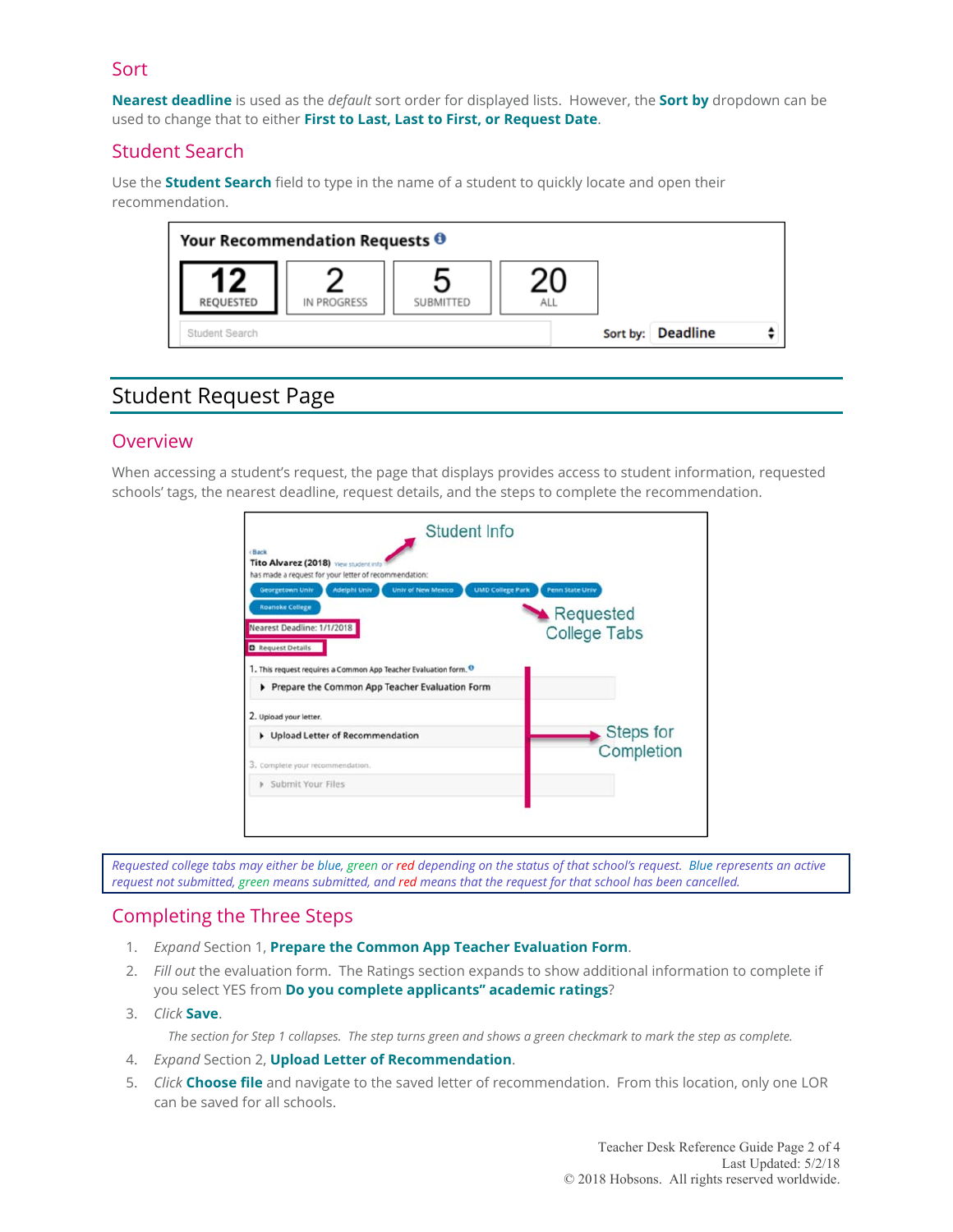## Sort

**Nearest deadline** is used as the *default* sort order for displayed lists. However, the **Sort by** dropdown can be used to change that to either **First to Last, Last to First, or Request Date**.

## Student Search

Use the **Student Search** field to type in the name of a student to quickly locate and open their recommendation.

# Student Request Page

## Overview

When accessing a student's request, the page that displays provides access to student information, requested schools' tags, the nearest deadline, request details, and the steps to complete the recommendation.

*Requested college tabs may either be blue, green or red depending on the status of that school's request. Blue represents an active request not submitted, green means submitted, and red means that the request for that school has been cancelled.*

## Completing the Three Steps

1. *Expand* Section 1, **Prepare the Common App Teacher Evaluation Form**.
2. *Fill out* the evaluation form. The Ratings section expands to show additional information to complete if you select YES from **Do you complete applicants" academic ratings**?
3. *Click* **Save**.

   *The section for Step 1 collapses. The step turns green and shows a green checkmark to mark the step as complete.*

4. *Expand* Section 2, **Upload Letter of Recommendation**.
5. *Click* **Choose file** and navigate to the saved letter of recommendation. From this location, only one LOR can be saved for all schools.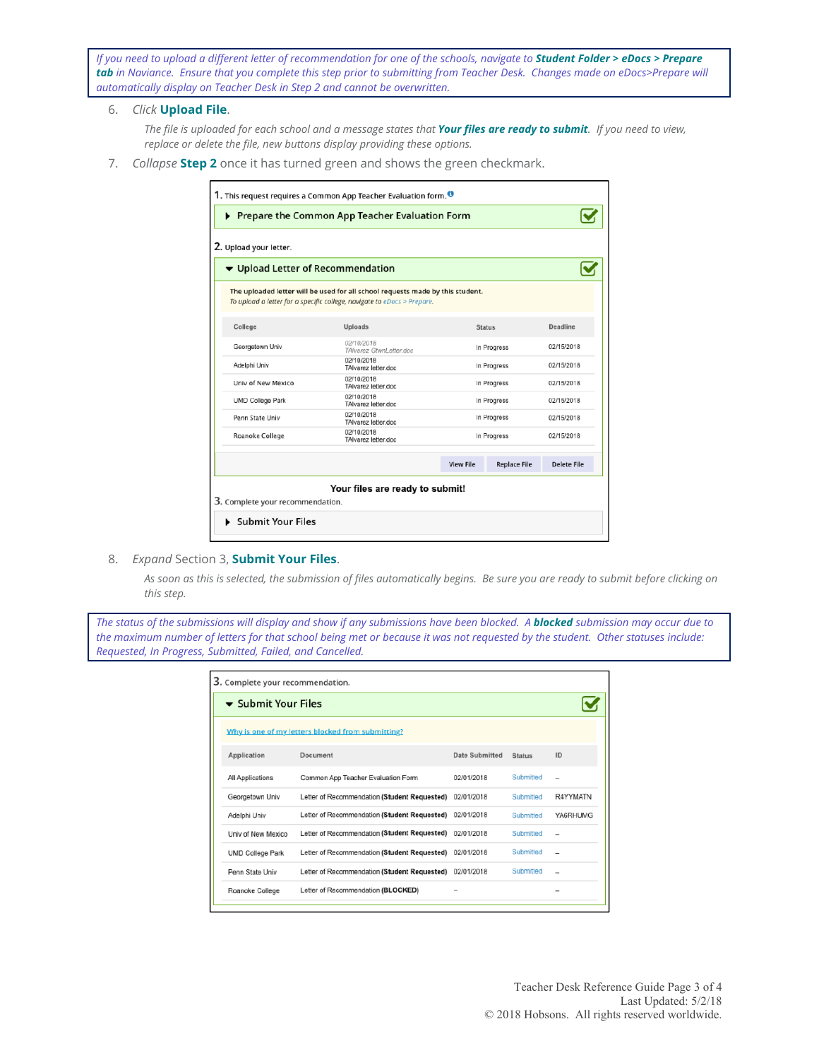*If you need to upload a different letter of recommendation for one of the schools, navigate to **Student Folder > eDocs > Prepare tab** in Naviance. Ensure that you complete this step prior to submitting from Teacher Desk. Changes made on eDocs>Prepare will automatically display on Teacher Desk in Step 2 and cannot be overwritten.*

6. *Click* **Upload File**.

   *The file is uploaded for each school and a message states that **Your files are ready to submit**. If you need to view, replace or delete the file, new buttons display providing these options.*

7. *Collapse* **Step 2** once it has turned green and shows the green checkmark.

1. This request requires a Common App Teacher Evaluation form.

▶ Prepare the Common App Teacher Evaluation Form

2. Upload your letter.

▼ Upload Letter of Recommendation

The uploaded letter will be used for all school requests made by this student.
*To upload a letter for a specific college, navigate to eDocs > Prepare.*

| College | Uploads | Status | Deadline |
|---|---|---|---|
| Georgetown Univ | 02/10/2018 TAlvarez GtwnLetter.doc | In Progress | 02/15/2018 |
| Adelphi Univ | 02/10/2018 TAlvarez letter.doc | In Progress | 02/15/2018 |
| Univ of New Mexico | 02/10/2018 TAlvarez letter.doc | In Progress | 02/15/2018 |
| UMD College Park | 02/10/2018 TAlvarez letter.doc | In Progress | 02/15/2018 |
| Penn State Univ | 02/10/2018 TAlvarez letter.doc | In Progress | 02/15/2018 |
| Roanoke College | 02/10/2018 TAlvarez letter.doc | In Progress | 02/15/2018 |

View File | Replace File | Delete File

**Your files are ready to submit!**

3. Complete your recommendation.

▶ Submit Your Files

8. *Expand* Section 3, **Submit Your Files**.

   *As soon as this is selected, the submission of files automatically begins. Be sure you are ready to submit before clicking on this step.*

*The status of the submissions will display and show if any submissions have been blocked. A **blocked** submission may occur due to the maximum number of letters for that school being met or because it was not requested by the student. Other statuses include: Requested, In Progress, Submitted, Failed, and Cancelled.*

3. Complete your recommendation.

▼ Submit Your Files

Why is one of my letters blocked from submitting?

| Application | Document | Date Submitted | Status | ID |
|---|---|---|---|---|
| All Applications | Common App Teacher Evaluation Form | 02/01/2018 | Submitted | – |
| Georgetown Univ | Letter of Recommendation **(Student Requested)** | 02/01/2018 | Submitted | R4YYMATN |
| Adelphi Univ | Letter of Recommendation **(Student Requested)** | 02/01/2018 | Submitted | YA6RHUMG |
| Univ of New Mexico | Letter of Recommendation **(Student Requested)** | 02/01/2018 | Submitted | – |
| UMD College Park | Letter of Recommendation **(Student Requested)** | 02/01/2018 | Submitted | – |
| Penn State Univ | Letter of Recommendation **(Student Requested)** | 02/01/2018 | Submitted | – |
| Roanoke College | Letter of Recommendation **(BLOCKED)** | – | | – |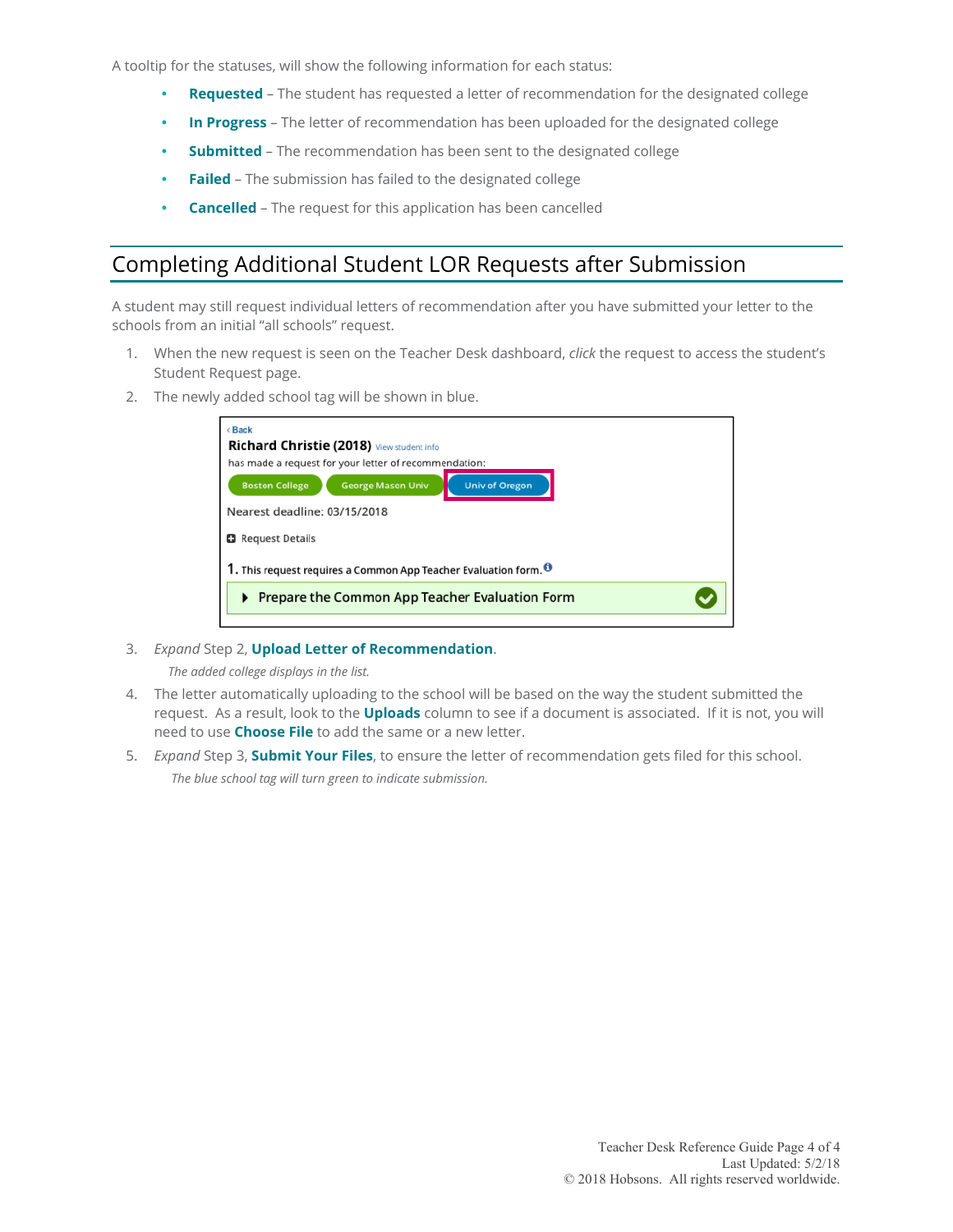A tooltip for the statuses, will show the following information for each status:

- **Requested** – The student has requested a letter of recommendation for the designated college
- **In Progress** – The letter of recommendation has been uploaded for the designated college
- **Submitted** – The recommendation has been sent to the designated college
- **Failed** – The submission has failed to the designated college
- **Cancelled** – The request for this application has been cancelled

## Completing Additional Student LOR Requests after Submission

A student may still request individual letters of recommendation after you have submitted your letter to the schools from an initial "all schools" request.

1. When the new request is seen on the Teacher Desk dashboard, *click* the request to access the student's Student Request page.
2. The newly added school tag will be shown in blue.

‹ Back
Richard Christie (2018) View student info
has made a request for your letter of recommendation:
Boston College | George Mason Univ | Univ of Oregon
Nearest deadline: 03/15/2018
Request Details
1. This request requires a Common App Teacher Evaluation form.
Prepare the Common App Teacher Evaluation Form

3. *Expand* Step 2, **Upload Letter of Recommendation**.

   *The added college displays in the list.*

4. The letter automatically uploading to the school will be based on the way the student submitted the request. As a result, look to the **Uploads** column to see if a document is associated. If it is not, you will need to use **Choose File** to add the same or a new letter.
5. *Expand* Step 3, **Submit Your Files**, to ensure the letter of recommendation gets filed for this school.

   *The blue school tag will turn green to indicate submission.*